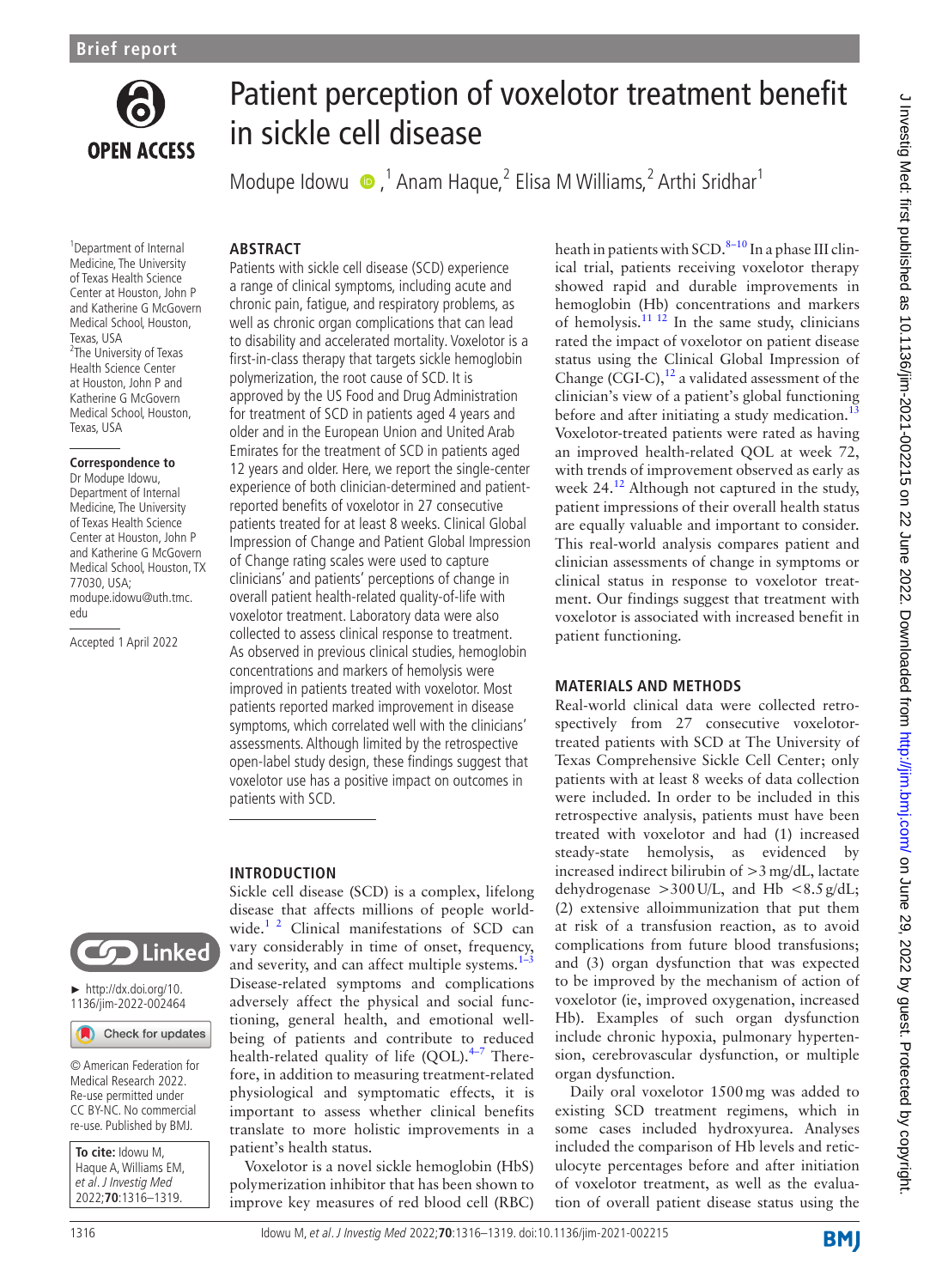Brief report

# Patient perception of voxelotor treatment benefit in sickle cell disease

Modupe Idowu,[1] Anam Haque,[2] Elisa M Williams,[2] Arthi Sridhar[1]

[1]Department of Internal Medicine, The University of Texas Health Science Center at Houston, John P and Katherine G McGovern Medical School, Houston, Texas, USA
[2]The University of Texas Health Science Center at Houston, John P and Katherine G McGovern Medical School, Houston, Texas, USA

**Correspondence to**
Dr Modupe Idowu, Department of Internal Medicine, The University of Texas Health Science Center at Houston, John P and Katherine G McGovern Medical School, Houston, TX 77030, USA; modupe.idowu@uth.tmc.edu

Accepted 1 April 2022

► http://dx.doi.org/10.1136/jim-2022-002464

© American Federation for Medical Research 2022. Re-use permitted under CC BY-NC. No commercial re-use. Published by BMJ.

**To cite:** Idowu M, Haque A, Williams EM, *et al. J Investig Med* 2022;**70**:1316–1319.

## ABSTRACT

Patients with sickle cell disease (SCD) experience a range of clinical symptoms, including acute and chronic pain, fatigue, and respiratory problems, as well as chronic organ complications that can lead to disability and accelerated mortality. Voxelotor is a first-in-class therapy that targets sickle hemoglobin polymerization, the root cause of SCD. It is approved by the US Food and Drug Administration for treatment of SCD in patients aged 4 years and older and in the European Union and United Arab Emirates for the treatment of SCD in patients aged 12 years and older. Here, we report the single-center experience of both clinician-determined and patient-reported benefits of voxelotor in 27 consecutive patients treated for at least 8 weeks. Clinical Global Impression of Change and Patient Global Impression of Change rating scales were used to capture clinicians' and patients' perceptions of change in overall patient health-related quality-of-life with voxelotor treatment. Laboratory data were also collected to assess clinical response to treatment. As observed in previous clinical studies, hemoglobin concentrations and markers of hemolysis were improved in patients treated with voxelotor. Most patients reported marked improvement in disease symptoms, which correlated well with the clinicians' assessments. Although limited by the retrospective open-label study design, these findings suggest that voxelotor use has a positive impact on outcomes in patients with SCD.

## INTRODUCTION

Sickle cell disease (SCD) is a complex, lifelong disease that affects millions of people worldwide.[1 2] Clinical manifestations of SCD can vary considerably in time of onset, frequency, and severity, and can affect multiple systems.[1–3] Disease-related symptoms and complications adversely affect the physical and social functioning, general health, and emotional well-being of patients and contribute to reduced health-related quality of life (QOL).[4–7] Therefore, in addition to measuring treatment-related physiological and symptomatic effects, it is important to assess whether clinical benefits translate to more holistic improvements in a patient's health status.

Voxelotor is a novel sickle hemoglobin (HbS) polymerization inhibitor that has been shown to improve key measures of red blood cell (RBC) heath in patients with SCD.[8–10] In a phase III clinical trial, patients receiving voxelotor therapy showed rapid and durable improvements in hemoglobin (Hb) concentrations and markers of hemolysis.[11 12] In the same study, clinicians rated the impact of voxelotor on patient disease status using the Clinical Global Impression of Change (CGI-C),[12] a validated assessment of the clinician's view of a patient's global functioning before and after initiating a study medication.[13] Voxelotor-treated patients were rated as having an improved health-related QOL at week 72, with trends of improvement observed as early as week 24.[12] Although not captured in the study, patient impressions of their overall health status are equally valuable and important to consider. This real-world analysis compares patient and clinician assessments of change in symptoms or clinical status in response to voxelotor treatment. Our findings suggest that treatment with voxelotor is associated with increased benefit in patient functioning.

## MATERIALS AND METHODS

Real-world clinical data were collected retrospectively from 27 consecutive voxelotor-treated patients with SCD at The University of Texas Comprehensive Sickle Cell Center; only patients with at least 8 weeks of data collection were included. In order to be included in this retrospective analysis, patients must have been treated with voxelotor and had (1) increased steady-state hemolysis, as evidenced by increased indirect bilirubin of >3 mg/dL, lactate dehydrogenase >300 U/L, and Hb <8.5 g/dL; (2) extensive alloimmunization that put them at risk of a transfusion reaction, as to avoid complications from future blood transfusions; and (3) organ dysfunction that was expected to be improved by the mechanism of action of voxelotor (ie, improved oxygenation, increased Hb). Examples of such organ dysfunction include chronic hypoxia, pulmonary hypertension, cerebrovascular dysfunction, or multiple organ dysfunction.

Daily oral voxelotor 1500 mg was added to existing SCD treatment regimens, which in some cases included hydroxyurea. Analyses included the comparison of Hb levels and reticulocyte percentages before and after initiation of voxelotor treatment, as well as the evaluation of overall patient disease status using the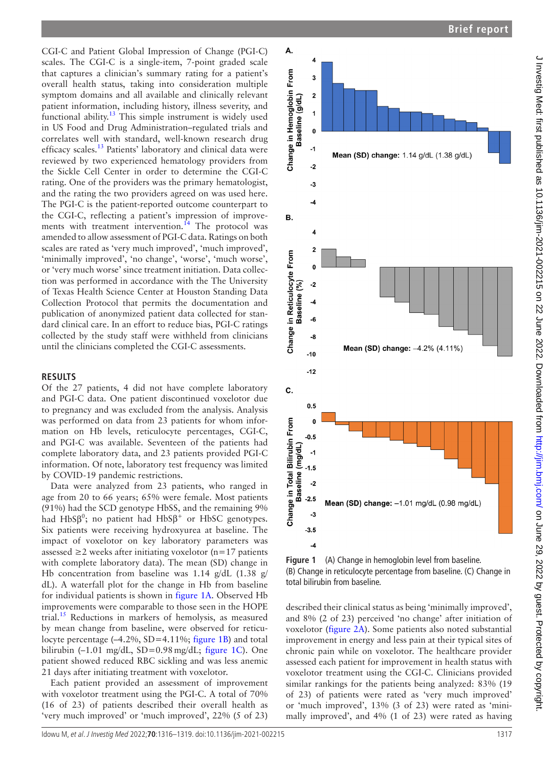CGI-C and Patient Global Impression of Change (PGI-C) scales. The CGI-C is a single-item, 7-point graded scale that captures a clinician's summary rating for a patient's overall health status, taking into consideration multiple symptom domains and all available and clinically relevant patient information, including history, illness severity, and functional ability.[13] This simple instrument is widely used in US Food and Drug Administration–regulated trials and correlates well with standard, well-known research drug efficacy scales.[13] Patients' laboratory and clinical data were reviewed by two experienced hematology providers from the Sickle Cell Center in order to determine the CGI-C rating. One of the providers was the primary hematologist, and the rating the two providers agreed on was used here. The PGI-C is the patient-reported outcome counterpart to the CGI-C, reflecting a patient's impression of improvements with treatment intervention.[14] The protocol was amended to allow assessment of PGI-C data. Ratings on both scales are rated as 'very much improved', 'much improved', 'minimally improved', 'no change', 'worse', 'much worse', or 'very much worse' since treatment initiation. Data collection was performed in accordance with the The University of Texas Health Science Center at Houston Standing Data Collection Protocol that permits the documentation and publication of anonymized patient data collected for standard clinical care. In an effort to reduce bias, PGI-C ratings collected by the study staff were withheld from clinicians until the clinicians completed the CGI-C assessments.

## RESULTS

Of the 27 patients, 4 did not have complete laboratory and PGI-C data. One patient discontinued voxelotor due to pregnancy and was excluded from the analysis. Analysis was performed on data from 23 patients for whom information on Hb levels, reticulocyte percentages, CGI-C, and PGI-C was available. Seventeen of the patients had complete laboratory data, and 23 patients provided PGI-C information. Of note, laboratory test frequency was limited by COVID-19 pandemic restrictions.

Data were analyzed from 23 patients, who ranged in age from 20 to 66 years; 65% were female. Most patients (91%) had the SCD genotype HbSS, and the remaining 9% had HbSβ$^0$; no patient had HbSβ$^+$ or HbSC genotypes. Six patients were receiving hydroxyurea at baseline. The impact of voxelotor on key laboratory parameters was assessed ≥2 weeks after initiating voxelotor (n=17 patients with complete laboratory data). The mean (SD) change in Hb concentration from baseline was 1.14 g/dL (1.38 g/dL). A waterfall plot for the change in Hb from baseline for individual patients is shown in figure 1A. Observed Hb improvements were comparable to those seen in the HOPE trial.[15] Reductions in markers of hemolysis, as measured by mean change from baseline, were observed for reticulocyte percentage (–4.2%, SD=4.11%; figure 1B) and total bilirubin (–1.01 mg/dL, SD=0.98 mg/dL; figure 1C). One patient showed reduced RBC sickling and was less anemic 21 days after initiating treatment with voxelotor.

Each patient provided an assessment of improvement with voxelotor treatment using the PGI-C. A total of 70% (16 of 23) of patients described their overall health as 'very much improved' or 'much improved', 22% (5 of 23) described their clinical status as being 'minimally improved', and 8% (2 of 23) perceived 'no change' after initiation of voxelotor (figure 2A). Some patients also noted substantial improvement in energy and less pain at their typical sites of chronic pain while on voxelotor. The healthcare provider assessed each patient for improvement in health status with voxelotor treatment using the CGI-C. Clinicians provided similar rankings for the patients being analyzed: 83% (19 of 23) of patients were rated as 'very much improved' or 'much improved', 13% (3 of 23) were rated as 'minimally improved', and 4% (1 of 23) were rated as having

Figure 1 (A) Change in hemoglobin level from baseline. (B) Change in reticulocyte percentage from baseline. (C) Change in total bilirubin from baseline.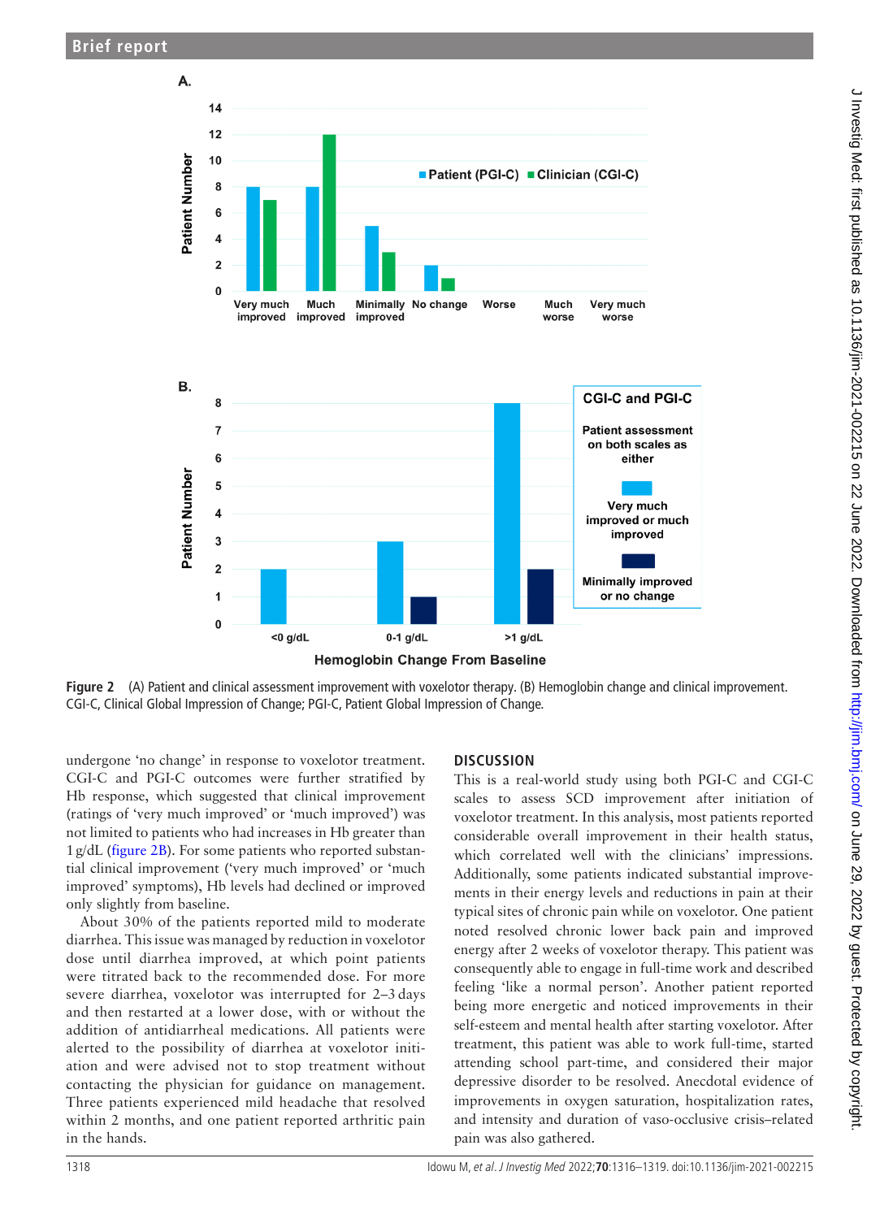Figure 2 (A) Patient and clinical assessment improvement with voxelotor therapy. (B) Hemoglobin change and clinical improvement. CGI-C, Clinical Global Impression of Change; PGI-C, Patient Global Impression of Change.

undergone 'no change' in response to voxelotor treatment. CGI-C and PGI-C outcomes were further stratified by Hb response, which suggested that clinical improvement (ratings of 'very much improved' or 'much improved') was not limited to patients who had increases in Hb greater than 1 g/dL (figure 2B). For some patients who reported substantial clinical improvement ('very much improved' or 'much improved' symptoms), Hb levels had declined or improved only slightly from baseline.

About 30% of the patients reported mild to moderate diarrhea. This issue was managed by reduction in voxelotor dose until diarrhea improved, at which point patients were titrated back to the recommended dose. For more severe diarrhea, voxelotor was interrupted for 2–3 days and then restarted at a lower dose, with or without the addition of antidiarrheal medications. All patients were alerted to the possibility of diarrhea at voxelotor initiation and were advised not to stop treatment without contacting the physician for guidance on management. Three patients experienced mild headache that resolved within 2 months, and one patient reported arthritic pain in the hands.

## DISCUSSION

This is a real-world study using both PGI-C and CGI-C scales to assess SCD improvement after initiation of voxelotor treatment. In this analysis, most patients reported considerable overall improvement in their health status, which correlated well with the clinicians' impressions. Additionally, some patients indicated substantial improvements in their energy levels and reductions in pain at their typical sites of chronic pain while on voxelotor. One patient noted resolved chronic lower back pain and improved energy after 2 weeks of voxelotor therapy. This patient was consequently able to engage in full-time work and described feeling 'like a normal person'. Another patient reported being more energetic and noticed improvements in their self-esteem and mental health after starting voxelotor. After treatment, this patient was able to work full-time, started attending school part-time, and considered their major depressive disorder to be resolved. Anecdotal evidence of improvements in oxygen saturation, hospitalization rates, and intensity and duration of vaso-occlusive crisis–related pain was also gathered.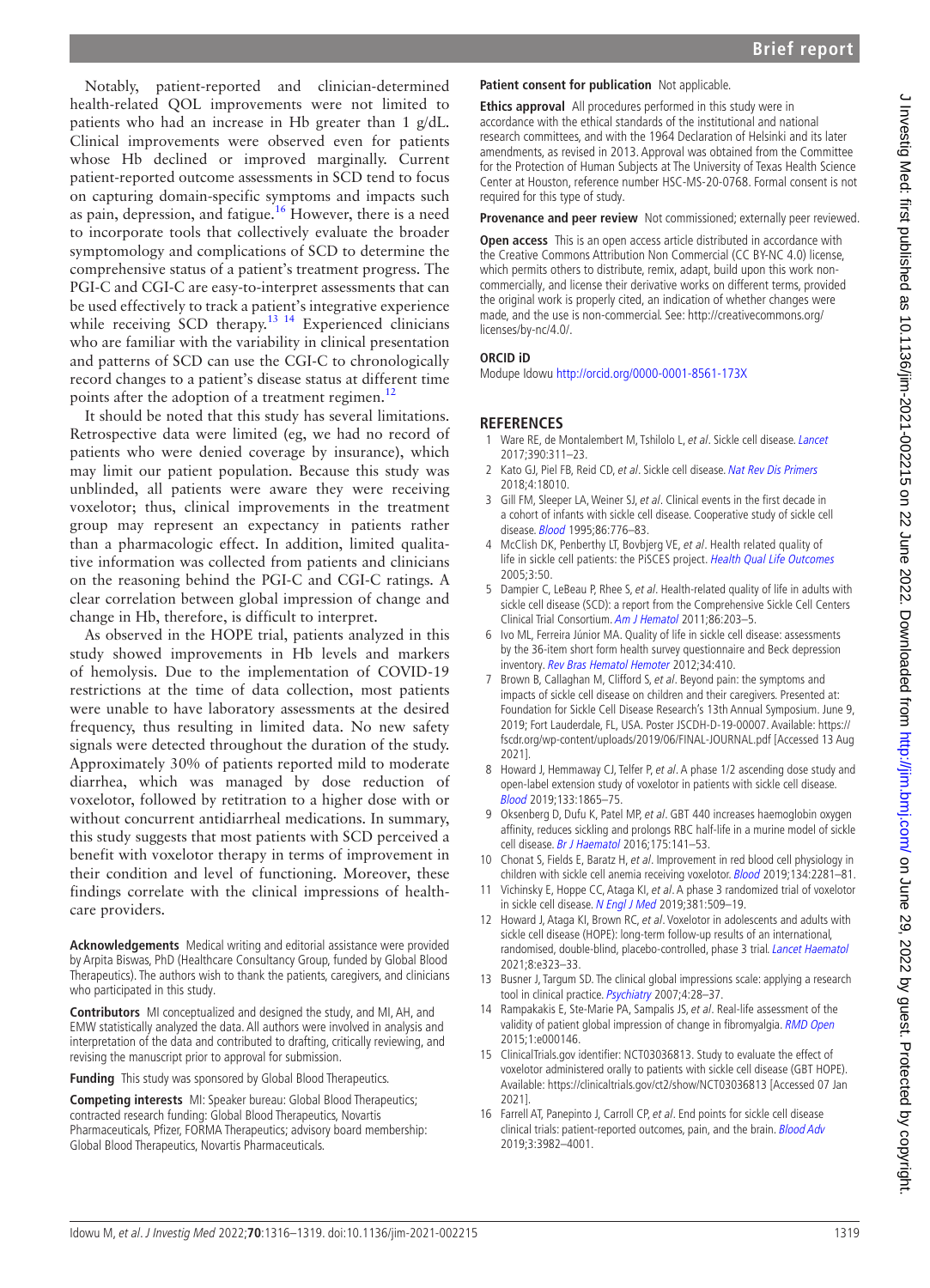Notably, patient-reported and clinician-determined health-related QOL improvements were not limited to patients who had an increase in Hb greater than 1 g/dL. Clinical improvements were observed even for patients whose Hb declined or improved marginally. Current patient-reported outcome assessments in SCD tend to focus on capturing domain-specific symptoms and impacts such as pain, depression, and fatigue.[16] However, there is a need to incorporate tools that collectively evaluate the broader symptomology and complications of SCD to determine the comprehensive status of a patient's treatment progress. The PGI-C and CGI-C are easy-to-interpret assessments that can be used effectively to track a patient's integrative experience while receiving SCD therapy.[13 14] Experienced clinicians who are familiar with the variability in clinical presentation and patterns of SCD can use the CGI-C to chronologically record changes to a patient's disease status at different time points after the adoption of a treatment regimen.[12]

It should be noted that this study has several limitations. Retrospective data were limited (eg, we had no record of patients who were denied coverage by insurance), which may limit our patient population. Because this study was unblinded, all patients were aware they were receiving voxelotor; thus, clinical improvements in the treatment group may represent an expectancy in patients rather than a pharmacologic effect. In addition, limited qualitative information was collected from patients and clinicians on the reasoning behind the PGI-C and CGI-C ratings. A clear correlation between global impression of change and change in Hb, therefore, is difficult to interpret.

As observed in the HOPE trial, patients analyzed in this study showed improvements in Hb levels and markers of hemolysis. Due to the implementation of COVID-19 restrictions at the time of data collection, most patients were unable to have laboratory assessments at the desired frequency, thus resulting in limited data. No new safety signals were detected throughout the duration of the study. Approximately 30% of patients reported mild to moderate diarrhea, which was managed by dose reduction of voxelotor, followed by retitration to a higher dose with or without concurrent antidiarrheal medications. In summary, this study suggests that most patients with SCD perceived a benefit with voxelotor therapy in terms of improvement in their condition and level of functioning. Moreover, these findings correlate with the clinical impressions of healthcare providers.

**Acknowledgements** Medical writing and editorial assistance were provided by Arpita Biswas, PhD (Healthcare Consultancy Group, funded by Global Blood Therapeutics). The authors wish to thank the patients, caregivers, and clinicians who participated in this study.

**Contributors** MI conceptualized and designed the study, and MI, AH, and EMW statistically analyzed the data. All authors were involved in analysis and interpretation of the data and contributed to drafting, critically reviewing, and revising the manuscript prior to approval for submission.

**Funding** This study was sponsored by Global Blood Therapeutics.

**Competing interests** MI: Speaker bureau: Global Blood Therapeutics; contracted research funding: Global Blood Therapeutics, Novartis Pharmaceuticals, Pfizer, FORMA Therapeutics; advisory board membership: Global Blood Therapeutics, Novartis Pharmaceuticals.

**Patient consent for publication** Not applicable.

**Ethics approval** All procedures performed in this study were in accordance with the ethical standards of the institutional and national research committees, and with the 1964 Declaration of Helsinki and its later amendments, as revised in 2013. Approval was obtained from the Committee for the Protection of Human Subjects at The University of Texas Health Science Center at Houston, reference number HSC-MS-20-0768. Formal consent is not required for this type of study.

**Provenance and peer review** Not commissioned; externally peer reviewed.

**Open access** This is an open access article distributed in accordance with the Creative Commons Attribution Non Commercial (CC BY-NC 4.0) license, which permits others to distribute, remix, adapt, build upon this work non-commercially, and license their derivative works on different terms, provided the original work is properly cited, an indication of whether changes were made, and the use is non-commercial. See: http://creativecommons.org/licenses/by-nc/4.0/.

### ORCID iD

Modupe Idowu http://orcid.org/0000-0001-8561-173X

## REFERENCES

1. Ware RE, de Montalembert M, Tshilolo L, *et al*. Sickle cell disease. *Lancet* 2017;390:311–23.
2. Kato GJ, Piel FB, Reid CD, *et al*. Sickle cell disease. *Nat Rev Dis Primers* 2018;4:18010.
3. Gill FM, Sleeper LA, Weiner SJ, *et al*. Clinical events in the first decade in a cohort of infants with sickle cell disease. Cooperative study of sickle cell disease. *Blood* 1995;86:776–83.
4. McClish DK, Penberthy LT, Bovbjerg VE, *et al*. Health related quality of life in sickle cell patients: the PiSCES project. *Health Qual Life Outcomes* 2005;3:50.
5. Dampier C, LeBeau P, Rhee S, *et al*. Health-related quality of life in adults with sickle cell disease (SCD): a report from the Comprehensive Sickle Cell Centers Clinical Trial Consortium. *Am J Hematol* 2011;86:203–5.
6. Ivo ML, Ferreira Júnior MA. Quality of life in sickle cell disease: assessments by the 36-item short form health survey questionnaire and Beck depression inventory. *Rev Bras Hematol Hemoter* 2012;34:410.
7. Brown B, Callaghan M, Clifford S, *et al*. Beyond pain: the symptoms and impacts of sickle cell disease on children and their caregivers. Presented at: Foundation for Sickle Cell Disease Research's 13th Annual Symposium. June 9, 2019; Fort Lauderdale, FL, USA. Poster JSCDH-D-19-00007. Available: https://fscdr.org/wp-content/uploads/2019/06/FINAL-JOURNAL.pdf [Accessed 13 Aug 2021].
8. Howard J, Hemmaway CJ, Telfer P, *et al*. A phase 1/2 ascending dose study and open-label extension study of voxelotor in patients with sickle cell disease. *Blood* 2019;133:1865–75.
9. Oksenberg D, Dufu K, Patel MP, *et al*. GBT 440 increases haemoglobin oxygen affinity, reduces sickling and prolongs RBC half-life in a murine model of sickle cell disease. *Br J Haematol* 2016;175:141–53.
10. Chonat S, Fields E, Baratz H, *et al*. Improvement in red blood cell physiology in children with sickle cell anemia receiving voxelotor. *Blood* 2019;134:2281–81.
11. Vichinsky E, Hoppe CC, Ataga KI, *et al*. A phase 3 randomized trial of voxelotor in sickle cell disease. *N Engl J Med* 2019;381:509–19.
12. Howard J, Ataga KI, Brown RC, *et al*. Voxelotor in adolescents and adults with sickle cell disease (HOPE): long-term follow-up results of an international, randomised, double-blind, placebo-controlled, phase 3 trial. *Lancet Haematol* 2021;8:e323–33.
13. Busner J, Targum SD. The clinical global impressions scale: applying a research tool in clinical practice. *Psychiatry* 2007;4:28–37.
14. Rampakakis E, Ste-Marie PA, Sampalis JS, *et al*. Real-life assessment of the validity of patient global impression of change in fibromyalgia. *RMD Open* 2015;1:e000146.
15. ClinicalTrials.gov identifier: NCT03036813. Study to evaluate the effect of voxelotor administered orally to patients with sickle cell disease (GBT HOPE). Available: https://clinicaltrials.gov/ct2/show/NCT03036813 [Accessed 07 Jan 2021].
16. Farrell AT, Panepinto J, Carroll CP, *et al*. End points for sickle cell disease clinical trials: patient-reported outcomes, pain, and the brain. *Blood Adv* 2019;3:3982–4001.